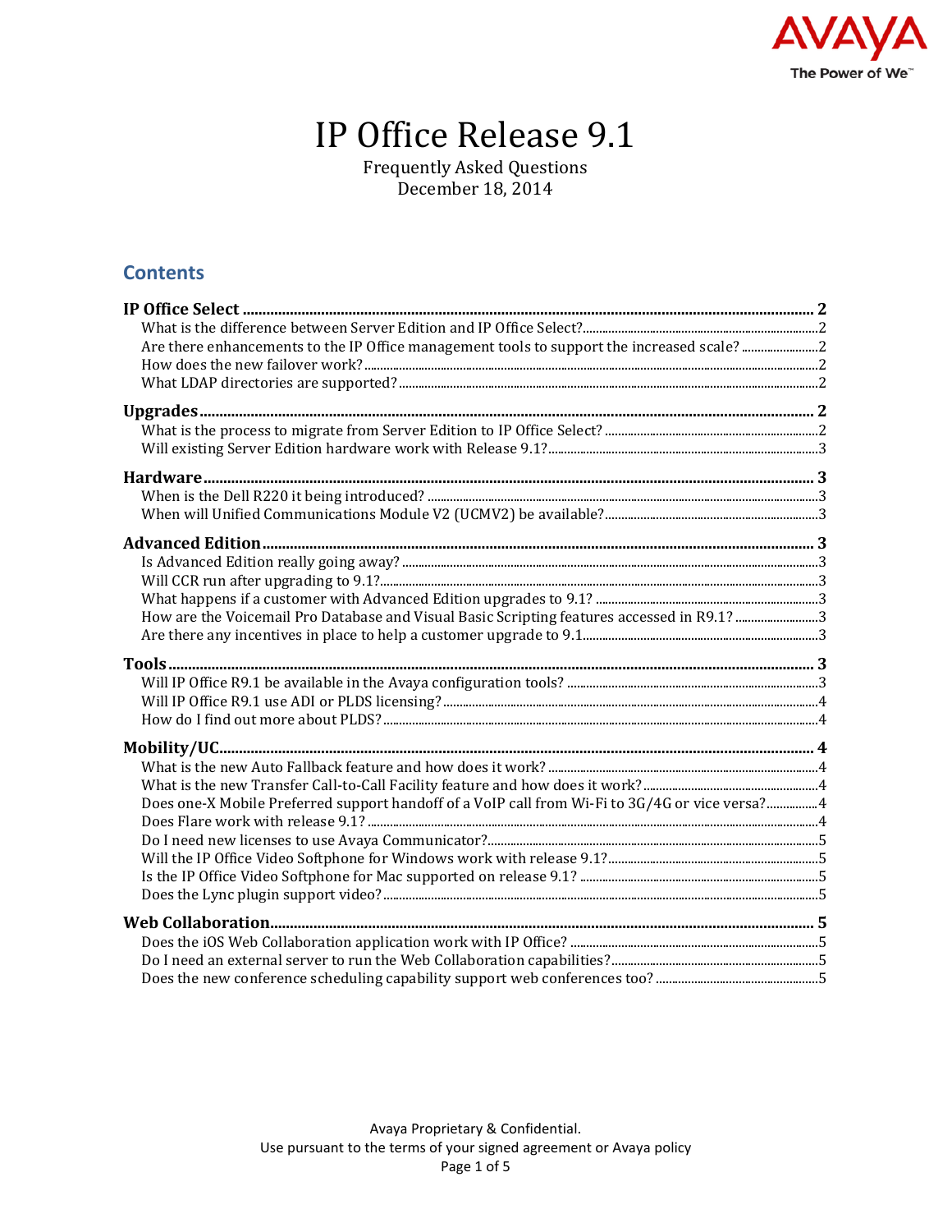# IP Office Release 9.1

Frequently Asked Questions
December 18, 2014

## Contents

**IP Office Select** ..... 2
- What is the difference between Server Edition and IP Office Select? ..... 2
- Are there enhancements to the IP Office management tools to support the increased scale? ..... 2
- How does the new failover work? ..... 2
- What LDAP directories are supported? ..... 2

**Upgrades** ..... 2
- What is the process to migrate from Server Edition to IP Office Select? ..... 2
- Will existing Server Edition hardware work with Release 9.1? ..... 3

**Hardware** ..... 3
- When is the Dell R220 it being introduced? ..... 3
- When will Unified Communications Module V2 (UCMV2) be available? ..... 3

**Advanced Edition** ..... 3
- Is Advanced Edition really going away? ..... 3
- Will CCR run after upgrading to 9.1? ..... 3
- What happens if a customer with Advanced Edition upgrades to 9.1? ..... 3
- How are the Voicemail Pro Database and Visual Basic Scripting features accessed in R9.1? ..... 3
- Are there any incentives in place to help a customer upgrade to 9.1 ..... 3

**Tools** ..... 3
- Will IP Office R9.1 be available in the Avaya configuration tools? ..... 3
- Will IP Office R9.1 use ADI or PLDS licensing? ..... 4
- How do I find out more about PLDS? ..... 4

**Mobility/UC** ..... 4
- What is the new Auto Fallback feature and how does it work? ..... 4
- What is the new Transfer Call-to-Call Facility feature and how does it work? ..... 4
- Does one-X Mobile Preferred support handoff of a VoIP call from Wi-Fi to 3G/4G or vice versa? ..... 4
- Does Flare work with release 9.1? ..... 4
- Do I need new licenses to use Avaya Communicator? ..... 5
- Will the IP Office Video Softphone for Windows work with release 9.1? ..... 5
- Is the IP Office Video Softphone for Mac supported on release 9.1? ..... 5
- Does the Lync plugin support video? ..... 5

**Web Collaboration** ..... 5
- Does the iOS Web Collaboration application work with IP Office? ..... 5
- Do I need an external server to run the Web Collaboration capabilities? ..... 5
- Does the new conference scheduling capability support web conferences too? ..... 5

Avaya Proprietary & Confidential.
Use pursuant to the terms of your signed agreement or Avaya policy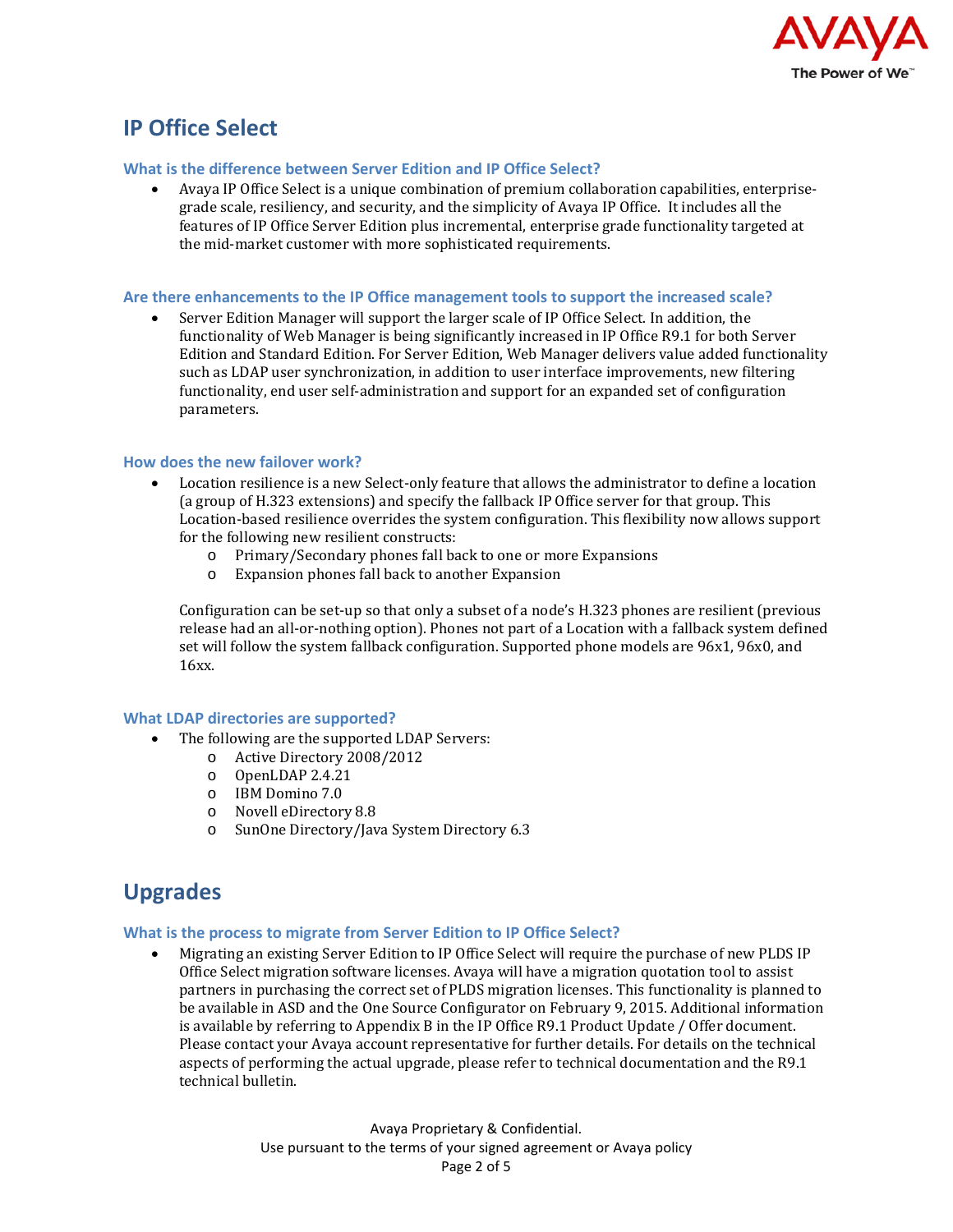# IP Office Select

### What is the difference between Server Edition and IP Office Select?

- Avaya IP Office Select is a unique combination of premium collaboration capabilities, enterprise-grade scale, resiliency, and security, and the simplicity of Avaya IP Office. It includes all the features of IP Office Server Edition plus incremental, enterprise grade functionality targeted at the mid-market customer with more sophisticated requirements.

### Are there enhancements to the IP Office management tools to support the increased scale?

- Server Edition Manager will support the larger scale of IP Office Select. In addition, the functionality of Web Manager is being significantly increased in IP Office R9.1 for both Server Edition and Standard Edition. For Server Edition, Web Manager delivers value added functionality such as LDAP user synchronization, in addition to user interface improvements, new filtering functionality, end user self-administration and support for an expanded set of configuration parameters.

### How does the new failover work?

- Location resilience is a new Select-only feature that allows the administrator to define a location (a group of H.323 extensions) and specify the fallback IP Office server for that group. This Location-based resilience overrides the system configuration. This flexibility now allows support for the following new resilient constructs:
  - Primary/Secondary phones fall back to one or more Expansions
  - Expansion phones fall back to another Expansion

  Configuration can be set-up so that only a subset of a node's H.323 phones are resilient (previous release had an all-or-nothing option). Phones not part of a Location with a fallback system defined set will follow the system fallback configuration. Supported phone models are 96x1, 96x0, and 16xx.

### What LDAP directories are supported?

- The following are the supported LDAP Servers:
  - Active Directory 2008/2012
  - OpenLDAP 2.4.21
  - IBM Domino 7.0
  - Novell eDirectory 8.8
  - SunOne Directory/Java System Directory 6.3

# Upgrades

### What is the process to migrate from Server Edition to IP Office Select?

- Migrating an existing Server Edition to IP Office Select will require the purchase of new PLDS IP Office Select migration software licenses. Avaya will have a migration quotation tool to assist partners in purchasing the correct set of PLDS migration licenses. This functionality is planned to be available in ASD and the One Source Configurator on February 9, 2015. Additional information is available by referring to Appendix B in the IP Office R9.1 Product Update / Offer document. Please contact your Avaya account representative for further details. For details on the technical aspects of performing the actual upgrade, please refer to technical documentation and the R9.1 technical bulletin.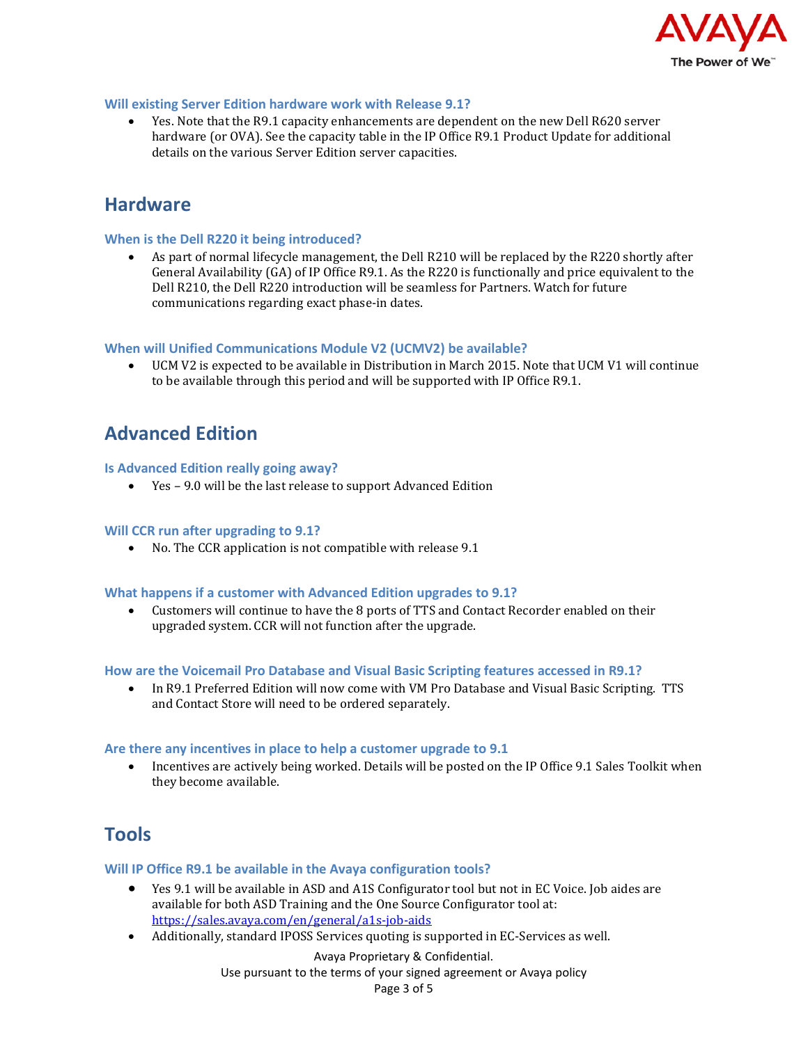### Will existing Server Edition hardware work with Release 9.1?

- Yes. Note that the R9.1 capacity enhancements are dependent on the new Dell R620 server hardware (or OVA). See the capacity table in the IP Office R9.1 Product Update for additional details on the various Server Edition server capacities.

## Hardware

### When is the Dell R220 it being introduced?

- As part of normal lifecycle management, the Dell R210 will be replaced by the R220 shortly after General Availability (GA) of IP Office R9.1. As the R220 is functionally and price equivalent to the Dell R210, the Dell R220 introduction will be seamless for Partners. Watch for future communications regarding exact phase-in dates.

### When will Unified Communications Module V2 (UCMV2) be available?

- UCM V2 is expected to be available in Distribution in March 2015. Note that UCM V1 will continue to be available through this period and will be supported with IP Office R9.1.

## Advanced Edition

### Is Advanced Edition really going away?

- Yes – 9.0 will be the last release to support Advanced Edition

### Will CCR run after upgrading to 9.1?

- No. The CCR application is not compatible with release 9.1

### What happens if a customer with Advanced Edition upgrades to 9.1?

- Customers will continue to have the 8 ports of TTS and Contact Recorder enabled on their upgraded system. CCR will not function after the upgrade.

### How are the Voicemail Pro Database and Visual Basic Scripting features accessed in R9.1?

- In R9.1 Preferred Edition will now come with VM Pro Database and Visual Basic Scripting. TTS and Contact Store will need to be ordered separately.

### Are there any incentives in place to help a customer upgrade to 9.1

- Incentives are actively being worked. Details will be posted on the IP Office 9.1 Sales Toolkit when they become available.

## Tools

### Will IP Office R9.1 be available in the Avaya configuration tools?

- Yes 9.1 will be available in ASD and A1S Configurator tool but not in EC Voice. Job aides are available for both ASD Training and the One Source Configurator tool at: https://sales.avaya.com/en/general/a1s-job-aids
- Additionally, standard IPOSS Services quoting is supported in EC-Services as well.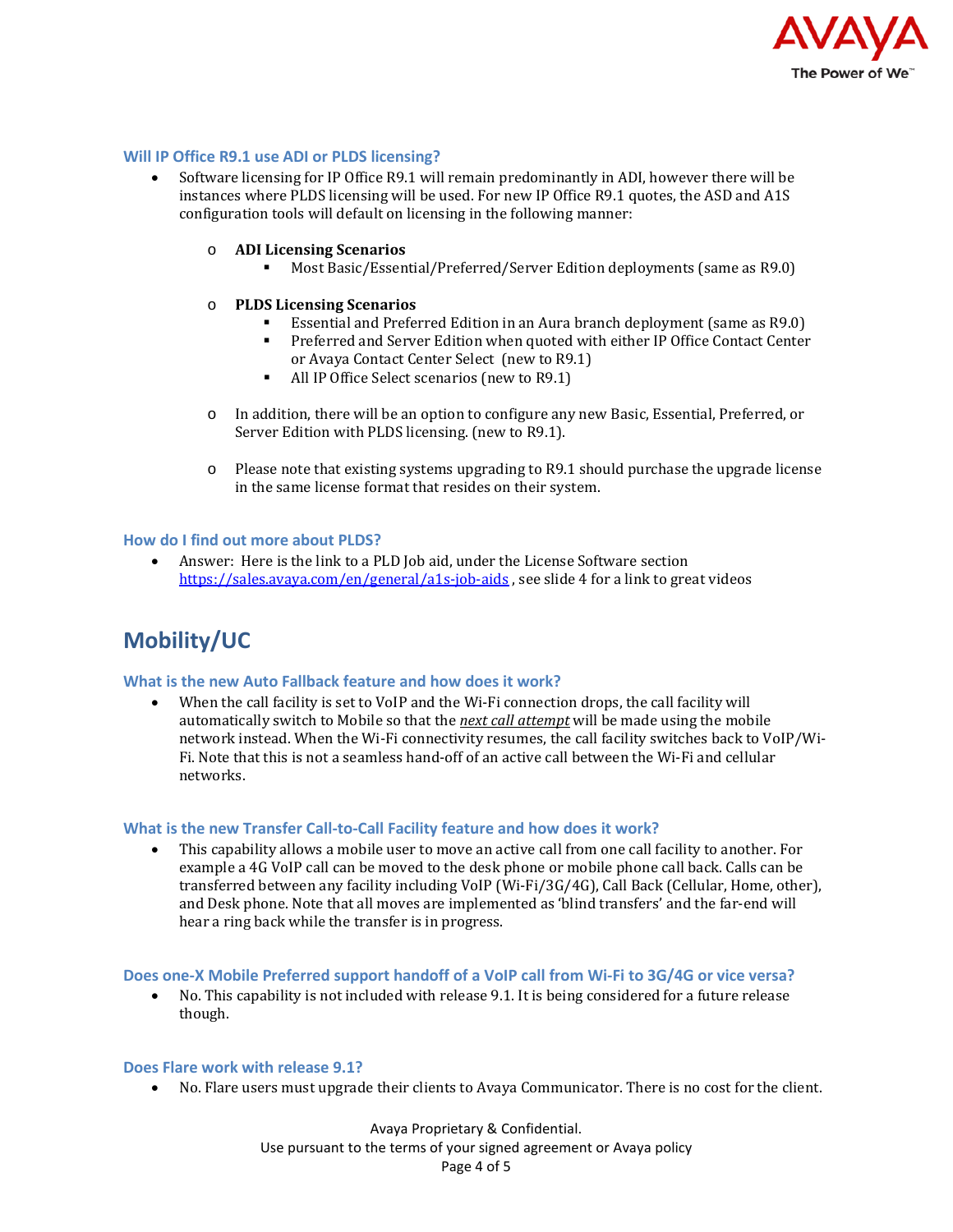### Will IP Office R9.1 use ADI or PLDS licensing?

- Software licensing for IP Office R9.1 will remain predominantly in ADI, however there will be instances where PLDS licensing will be used. For new IP Office R9.1 quotes, the ASD and A1S configuration tools will default on licensing in the following manner:
  - **ADI Licensing Scenarios**
    - Most Basic/Essential/Preferred/Server Edition deployments (same as R9.0)
  - **PLDS Licensing Scenarios**
    - Essential and Preferred Edition in an Aura branch deployment (same as R9.0)
    - Preferred and Server Edition when quoted with either IP Office Contact Center or Avaya Contact Center Select (new to R9.1)
    - All IP Office Select scenarios (new to R9.1)
  - In addition, there will be an option to configure any new Basic, Essential, Preferred, or Server Edition with PLDS licensing. (new to R9.1).
  - Please note that existing systems upgrading to R9.1 should purchase the upgrade license in the same license format that resides on their system.

### How do I find out more about PLDS?

- Answer: Here is the link to a PLD Job aid, under the License Software section [https://sales.avaya.com/en/general/a1s-job-aids](https://sales.avaya.com/en/general/a1s-job-aids) , see slide 4 for a link to great videos

## Mobility/UC

### What is the new Auto Fallback feature and how does it work?

- When the call facility is set to VoIP and the Wi-Fi connection drops, the call facility will automatically switch to Mobile so that the ***next call attempt*** will be made using the mobile network instead. When the Wi-Fi connectivity resumes, the call facility switches back to VoIP/Wi-Fi. Note that this is not a seamless hand-off of an active call between the Wi-Fi and cellular networks.

### What is the new Transfer Call-to-Call Facility feature and how does it work?

- This capability allows a mobile user to move an active call from one call facility to another. For example a 4G VoIP call can be moved to the desk phone or mobile phone call back. Calls can be transferred between any facility including VoIP (Wi-Fi/3G/4G), Call Back (Cellular, Home, other), and Desk phone. Note that all moves are implemented as 'blind transfers' and the far-end will hear a ring back while the transfer is in progress.

### Does one-X Mobile Preferred support handoff of a VoIP call from Wi-Fi to 3G/4G or vice versa?

- No. This capability is not included with release 9.1. It is being considered for a future release though.

### Does Flare work with release 9.1?

- No. Flare users must upgrade their clients to Avaya Communicator. There is no cost for the client.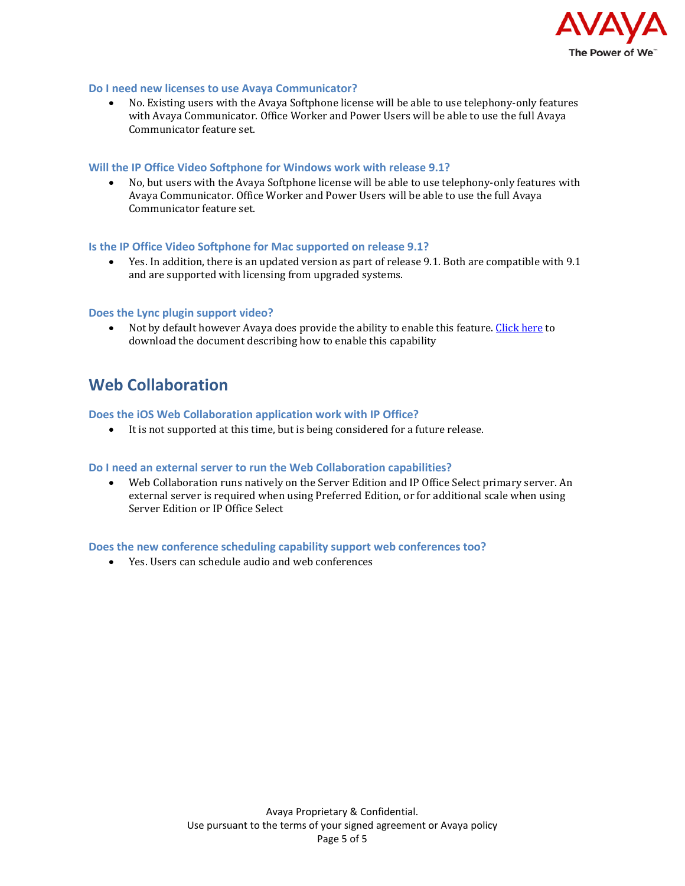### Do I need new licenses to use Avaya Communicator?

- No. Existing users with the Avaya Softphone license will be able to use telephony-only features with Avaya Communicator. Office Worker and Power Users will be able to use the full Avaya Communicator feature set.

### Will the IP Office Video Softphone for Windows work with release 9.1?

- No, but users with the Avaya Softphone license will be able to use telephony-only features with Avaya Communicator. Office Worker and Power Users will be able to use the full Avaya Communicator feature set.

### Is the IP Office Video Softphone for Mac supported on release 9.1?

- Yes. In addition, there is an updated version as part of release 9.1. Both are compatible with 9.1 and are supported with licensing from upgraded systems.

### Does the Lync plugin support video?

- Not by default however Avaya does provide the ability to enable this feature. Click here to download the document describing how to enable this capability

## Web Collaboration

### Does the iOS Web Collaboration application work with IP Office?

- It is not supported at this time, but is being considered for a future release.

### Do I need an external server to run the Web Collaboration capabilities?

- Web Collaboration runs natively on the Server Edition and IP Office Select primary server. An external server is required when using Preferred Edition, or for additional scale when using Server Edition or IP Office Select

### Does the new conference scheduling capability support web conferences too?

- Yes. Users can schedule audio and web conferences

Avaya Proprietary & Confidential.
Use pursuant to the terms of your signed agreement or Avaya policy